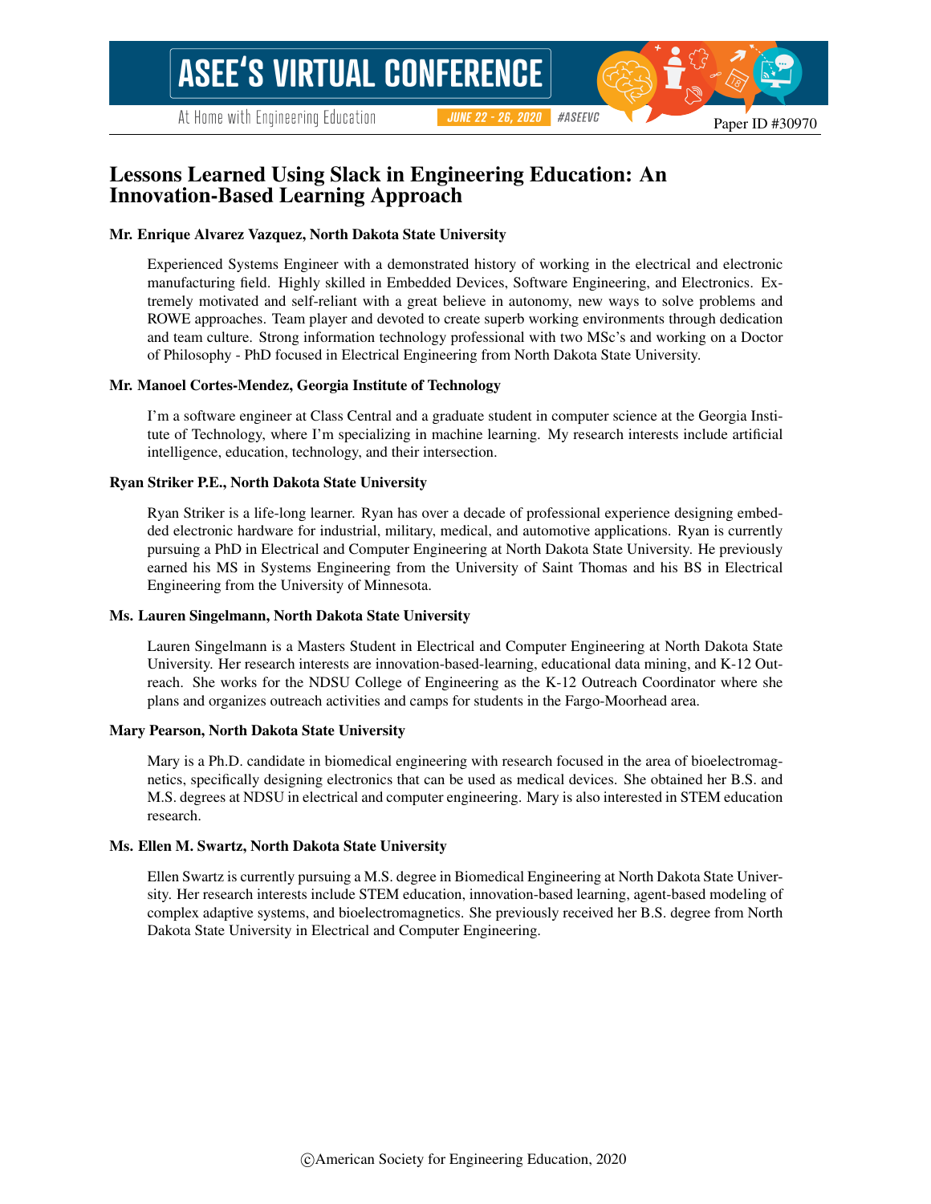Paper ID #30970

# Lessons Learned Using Slack in Engineering Education: An Innovation-Based Learning Approach

### Mr. Enrique Alvarez Vazquez, North Dakota State University

Experienced Systems Engineer with a demonstrated history of working in the electrical and electronic manufacturing field. Highly skilled in Embedded Devices, Software Engineering, and Electronics. Extremely motivated and self-reliant with a great believe in autonomy, new ways to solve problems and ROWE approaches. Team player and devoted to create superb working environments through dedication and team culture. Strong information technology professional with two MSc's and working on a Doctor of Philosophy - PhD focused in Electrical Engineering from North Dakota State University.

### Mr. Manoel Cortes-Mendez, Georgia Institute of Technology

I'm a software engineer at Class Central and a graduate student in computer science at the Georgia Institute of Technology, where I'm specializing in machine learning. My research interests include artificial intelligence, education, technology, and their intersection.

### Ryan Striker P.E., North Dakota State University

Ryan Striker is a life-long learner. Ryan has over a decade of professional experience designing embedded electronic hardware for industrial, military, medical, and automotive applications. Ryan is currently pursuing a PhD in Electrical and Computer Engineering at North Dakota State University. He previously earned his MS in Systems Engineering from the University of Saint Thomas and his BS in Electrical Engineering from the University of Minnesota.

### Ms. Lauren Singelmann, North Dakota State University

Lauren Singelmann is a Masters Student in Electrical and Computer Engineering at North Dakota State University. Her research interests are innovation-based-learning, educational data mining, and K-12 Outreach. She works for the NDSU College of Engineering as the K-12 Outreach Coordinator where she plans and organizes outreach activities and camps for students in the Fargo-Moorhead area.

### Mary Pearson, North Dakota State University

Mary is a Ph.D. candidate in biomedical engineering with research focused in the area of bioelectromagnetics, specifically designing electronics that can be used as medical devices. She obtained her B.S. and M.S. degrees at NDSU in electrical and computer engineering. Mary is also interested in STEM education research.

### Ms. Ellen M. Swartz, North Dakota State University

Ellen Swartz is currently pursuing a M.S. degree in Biomedical Engineering at North Dakota State University. Her research interests include STEM education, innovation-based learning, agent-based modeling of complex adaptive systems, and bioelectromagnetics. She previously received her B.S. degree from North Dakota State University in Electrical and Computer Engineering.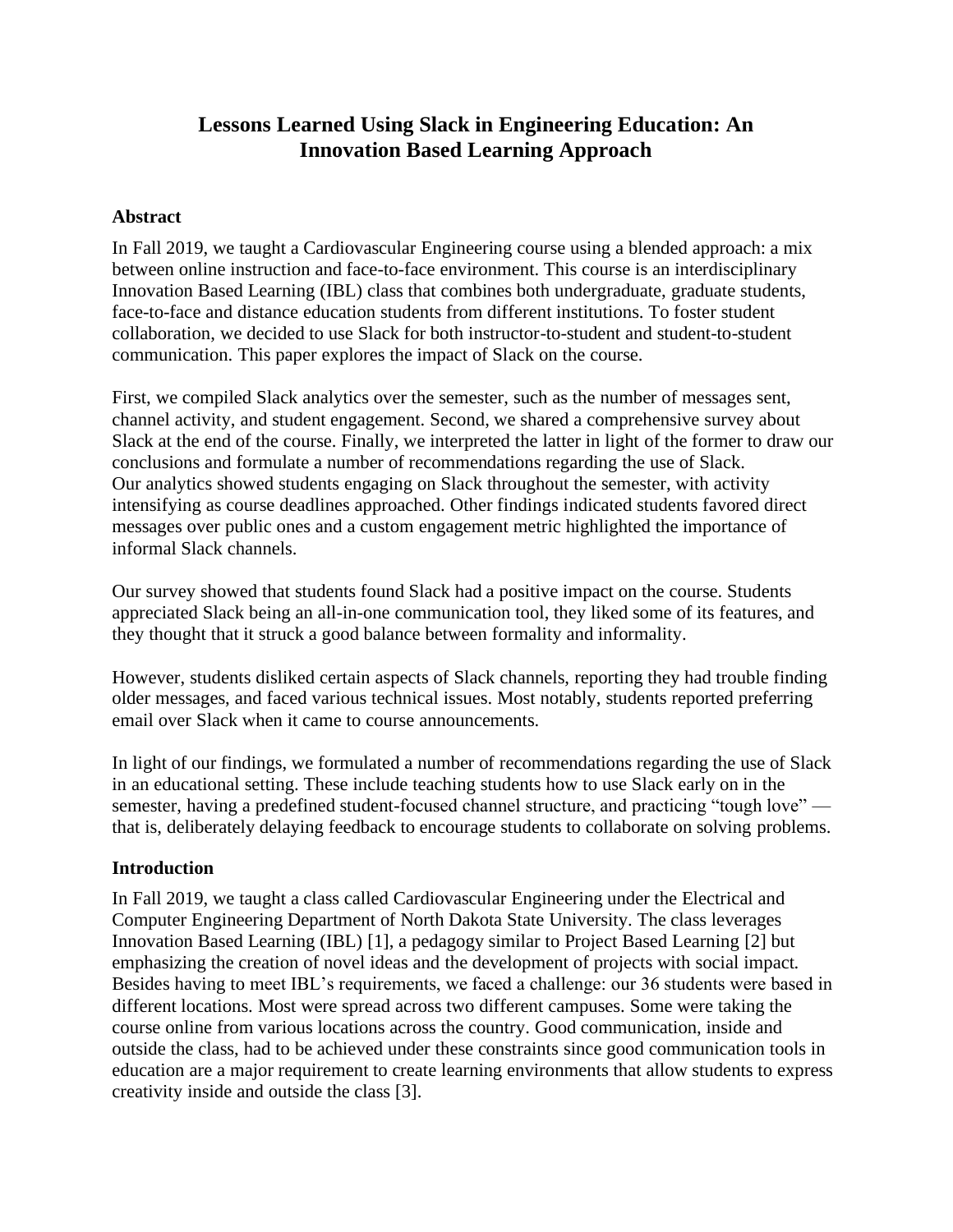# Lessons Learned Using Slack in Engineering Education: An Innovation Based Learning Approach

## Abstract

In Fall 2019, we taught a Cardiovascular Engineering course using a blended approach: a mix between online instruction and face-to-face environment. This course is an interdisciplinary Innovation Based Learning (IBL) class that combines both undergraduate, graduate students, face-to-face and distance education students from different institutions. To foster student collaboration, we decided to use Slack for both instructor-to-student and student-to-student communication. This paper explores the impact of Slack on the course.

First, we compiled Slack analytics over the semester, such as the number of messages sent, channel activity, and student engagement. Second, we shared a comprehensive survey about Slack at the end of the course. Finally, we interpreted the latter in light of the former to draw our conclusions and formulate a number of recommendations regarding the use of Slack. Our analytics showed students engaging on Slack throughout the semester, with activity intensifying as course deadlines approached. Other findings indicated students favored direct messages over public ones and a custom engagement metric highlighted the importance of informal Slack channels.

Our survey showed that students found Slack had a positive impact on the course. Students appreciated Slack being an all-in-one communication tool, they liked some of its features, and they thought that it struck a good balance between formality and informality.

However, students disliked certain aspects of Slack channels, reporting they had trouble finding older messages, and faced various technical issues. Most notably, students reported preferring email over Slack when it came to course announcements.

In light of our findings, we formulated a number of recommendations regarding the use of Slack in an educational setting. These include teaching students how to use Slack early on in the semester, having a predefined student-focused channel structure, and practicing "tough love" — that is, deliberately delaying feedback to encourage students to collaborate on solving problems.

## Introduction

In Fall 2019, we taught a class called Cardiovascular Engineering under the Electrical and Computer Engineering Department of North Dakota State University. The class leverages Innovation Based Learning (IBL) [1], a pedagogy similar to Project Based Learning [2] but emphasizing the creation of novel ideas and the development of projects with social impact. Besides having to meet IBL's requirements, we faced a challenge: our 36 students were based in different locations. Most were spread across two different campuses. Some were taking the course online from various locations across the country. Good communication, inside and outside the class, had to be achieved under these constraints since good communication tools in education are a major requirement to create learning environments that allow students to express creativity inside and outside the class [3].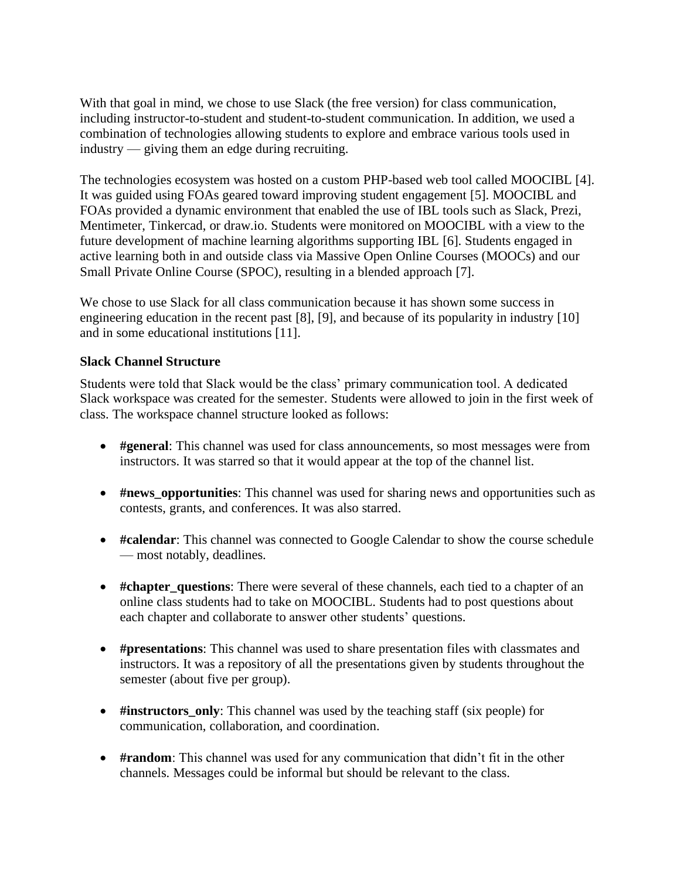With that goal in mind, we chose to use Slack (the free version) for class communication, including instructor-to-student and student-to-student communication. In addition, we used a combination of technologies allowing students to explore and embrace various tools used in industry — giving them an edge during recruiting.

The technologies ecosystem was hosted on a custom PHP-based web tool called MOOCIBL [4]. It was guided using FOAs geared toward improving student engagement [5]. MOOCIBL and FOAs provided a dynamic environment that enabled the use of IBL tools such as Slack, Prezi, Mentimeter, Tinkercad, or draw.io. Students were monitored on MOOCIBL with a view to the future development of machine learning algorithms supporting IBL [6]. Students engaged in active learning both in and outside class via Massive Open Online Courses (MOOCs) and our Small Private Online Course (SPOC), resulting in a blended approach [7].

We chose to use Slack for all class communication because it has shown some success in engineering education in the recent past [8], [9], and because of its popularity in industry [10] and in some educational institutions [11].

**Slack Channel Structure**

Students were told that Slack would be the class' primary communication tool. A dedicated Slack workspace was created for the semester. Students were allowed to join in the first week of class. The workspace channel structure looked as follows:

- **#general**: This channel was used for class announcements, so most messages were from instructors. It was starred so that it would appear at the top of the channel list.
- **#news_opportunities**: This channel was used for sharing news and opportunities such as contests, grants, and conferences. It was also starred.
- **#calendar**: This channel was connected to Google Calendar to show the course schedule — most notably, deadlines.
- **#chapter_questions**: There were several of these channels, each tied to a chapter of an online class students had to take on MOOCIBL. Students had to post questions about each chapter and collaborate to answer other students' questions.
- **#presentations**: This channel was used to share presentation files with classmates and instructors. It was a repository of all the presentations given by students throughout the semester (about five per group).
- **#instructors_only**: This channel was used by the teaching staff (six people) for communication, collaboration, and coordination.
- **#random**: This channel was used for any communication that didn't fit in the other channels. Messages could be informal but should be relevant to the class.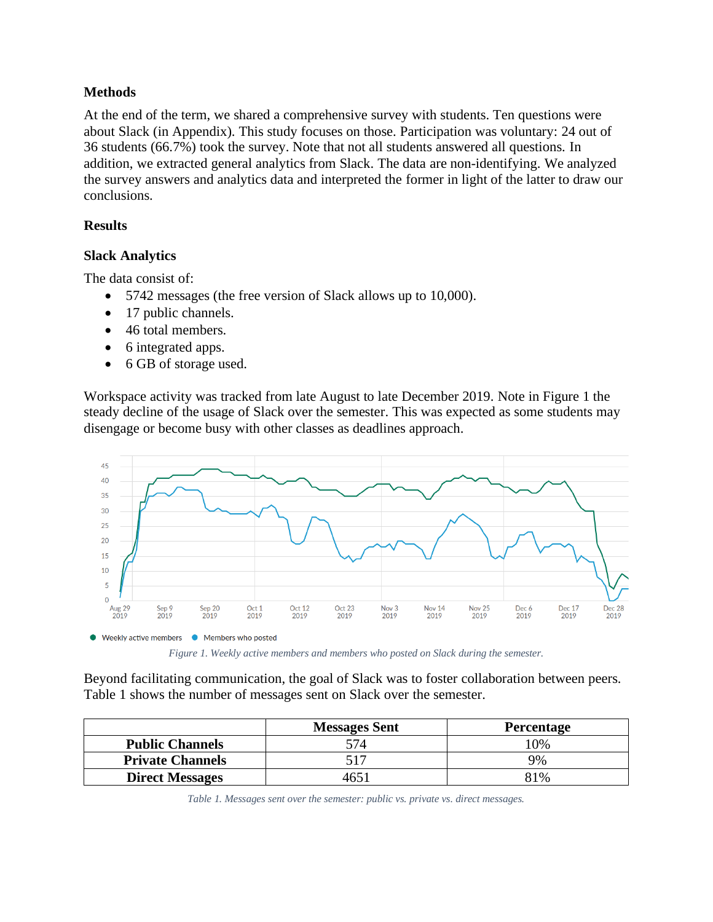## Methods

At the end of the term, we shared a comprehensive survey with students. Ten questions were about Slack (in Appendix). This study focuses on those. Participation was voluntary: 24 out of 36 students (66.7%) took the survey. Note that not all students answered all questions. In addition, we extracted general analytics from Slack. The data are non-identifying. We analyzed the survey answers and analytics data and interpreted the former in light of the latter to draw our conclusions.

## Results

### Slack Analytics

The data consist of:

- 5742 messages (the free version of Slack allows up to 10,000).
- 17 public channels.
- 46 total members.
- 6 integrated apps.
- 6 GB of storage used.

Workspace activity was tracked from late August to late December 2019. Note in Figure 1 the steady decline of the usage of Slack over the semester. This was expected as some students may disengage or become busy with other classes as deadlines approach.

*Figure 1. Weekly active members and members who posted on Slack during the semester.*

Beyond facilitating communication, the goal of Slack was to foster collaboration between peers. Table 1 shows the number of messages sent on Slack over the semester.

| | Messages Sent | Percentage |
|---|---|---|
| **Public Channels** | 574 | 10% |
| **Private Channels** | 517 | 9% |
| **Direct Messages** | 4651 | 81% |

*Table 1. Messages sent over the semester: public vs. private vs. direct messages.*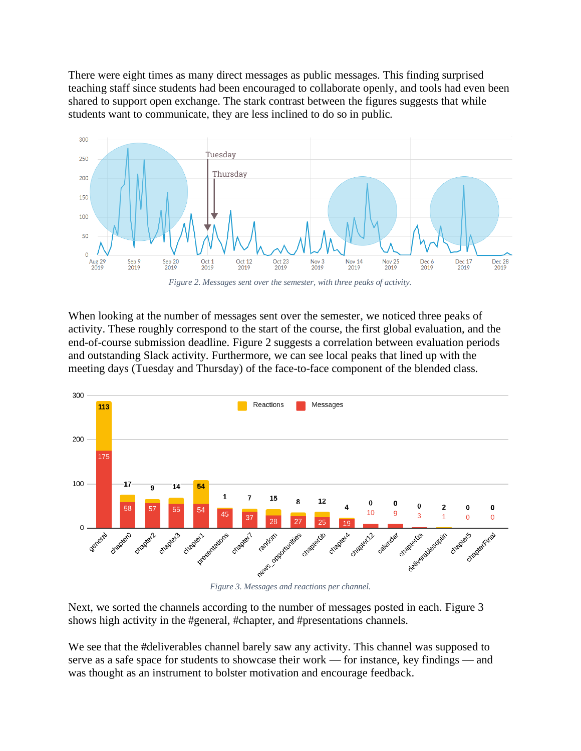There were eight times as many direct messages as public messages. This finding surprised teaching staff since students had been encouraged to collaborate openly, and tools had even been shared to support open exchange. The stark contrast between the figures suggests that while students want to communicate, they are less inclined to do so in public.

*Figure 2. Messages sent over the semester, with three peaks of activity.*

When looking at the number of messages sent over the semester, we noticed three peaks of activity. These roughly correspond to the start of the course, the first global evaluation, and the end-of-course submission deadline. Figure 2 suggests a correlation between evaluation periods and outstanding Slack activity. Furthermore, we can see local peaks that lined up with the meeting days (Tuesday and Thursday) of the face-to-face component of the blended class.

*Figure 3. Messages and reactions per channel.*

Next, we sorted the channels according to the number of messages posted in each. Figure 3 shows high activity in the #general, #chapter, and #presentations channels.

We see that the #deliverables channel barely saw any activity. This channel was supposed to serve as a safe space for students to showcase their work — for instance, key findings — and was thought as an instrument to bolster motivation and encourage feedback.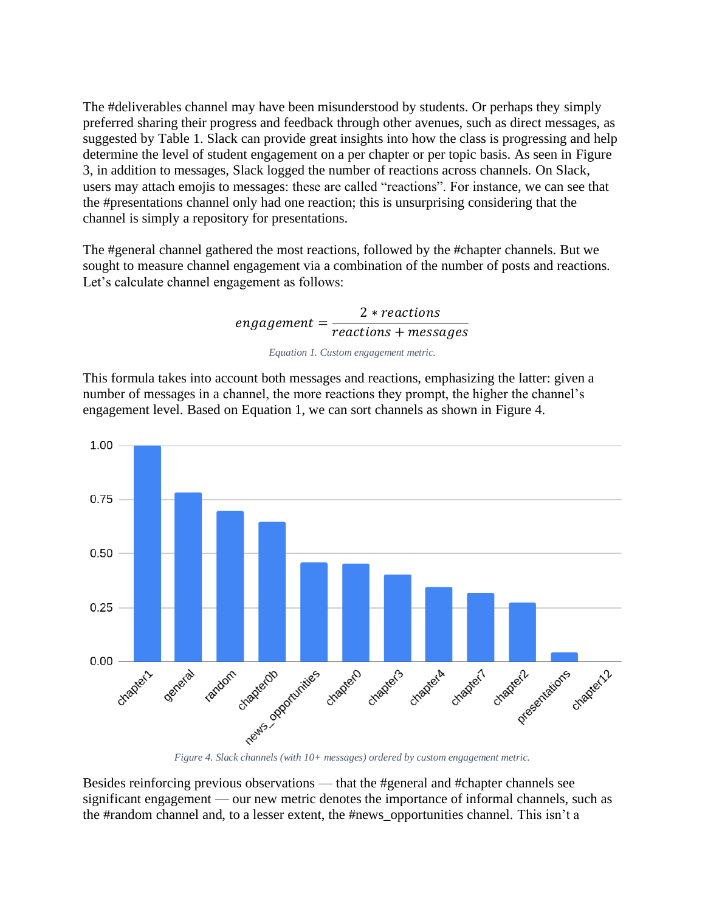The #deliverables channel may have been misunderstood by students. Or perhaps they simply preferred sharing their progress and feedback through other avenues, such as direct messages, as suggested by Table 1. Slack can provide great insights into how the class is progressing and help determine the level of student engagement on a per chapter or per topic basis. As seen in Figure 3, in addition to messages, Slack logged the number of reactions across channels. On Slack, users may attach emojis to messages: these are called "reactions". For instance, we can see that the #presentations channel only had one reaction; this is unsurprising considering that the channel is simply a repository for presentations.

The #general channel gathered the most reactions, followed by the #chapter channels. But we sought to measure channel engagement via a combination of the number of posts and reactions. Let's calculate channel engagement as follows:

$$engagement = \frac{2 * reactions}{reactions + messages}$$

*Equation 1. Custom engagement metric.*

This formula takes into account both messages and reactions, emphasizing the latter: given a number of messages in a channel, the more reactions they prompt, the higher the channel's engagement level. Based on Equation 1, we can sort channels as shown in Figure 4.

*Figure 4. Slack channels (with 10+ messages) ordered by custom engagement metric.*

Besides reinforcing previous observations — that the #general and #chapter channels see significant engagement — our new metric denotes the importance of informal channels, such as the #random channel and, to a lesser extent, the #news_opportunities channel. This isn't a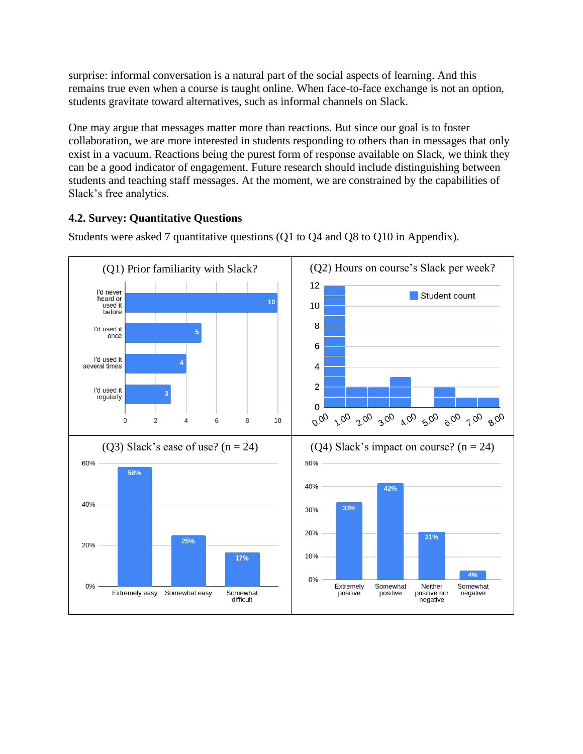surprise: informal conversation is a natural part of the social aspects of learning. And this remains true even when a course is taught online. When face-to-face exchange is not an option, students gravitate toward alternatives, such as informal channels on Slack.

One may argue that messages matter more than reactions. But since our goal is to foster collaboration, we are more interested in students responding to others than in messages that only exist in a vacuum. Reactions being the purest form of response available on Slack, we think they can be a good indicator of engagement. Future research should include distinguishing between students and teaching staff messages. At the moment, we are constrained by the capabilities of Slack's free analytics.

### 4.2. Survey: Quantitative Questions

Students were asked 7 quantitative questions (Q1 to Q4 and Q8 to Q10 in Appendix).

(Q1) Prior familiarity with Slack?

| Response | Count |
|---|---|
| I'd never heard or used it before | 10 |
| I'd used it once | 5 |
| I'd used it several times | 4 |
| I'd used it regularly | 3 |

(Q2) Hours on course's Slack per week?

| Hours | Student count |
|---|---|
| 0.00 | 12 |
| 1.00 | 2 |
| 2.00 | 2 |
| 3.00 | 3 |
| 4.00 | 0 |
| 5.00 | 2 |
| 6.00 | 1 |
| 7.00 | 1 |

(Q3) Slack's ease of use? (n = 24)

| Response | Percentage |
|---|---|
| Extremely easy | 58% |
| Somewhat easy | 25% |
| Somewhat difficult | 17% |

(Q4) Slack's impact on course? (n = 24)

| Response | Percentage |
|---|---|
| Extremely positive | 33% |
| Somewhat positive | 42% |
| Neither positive nor negative | 21% |
| Somewhat negative | 4% |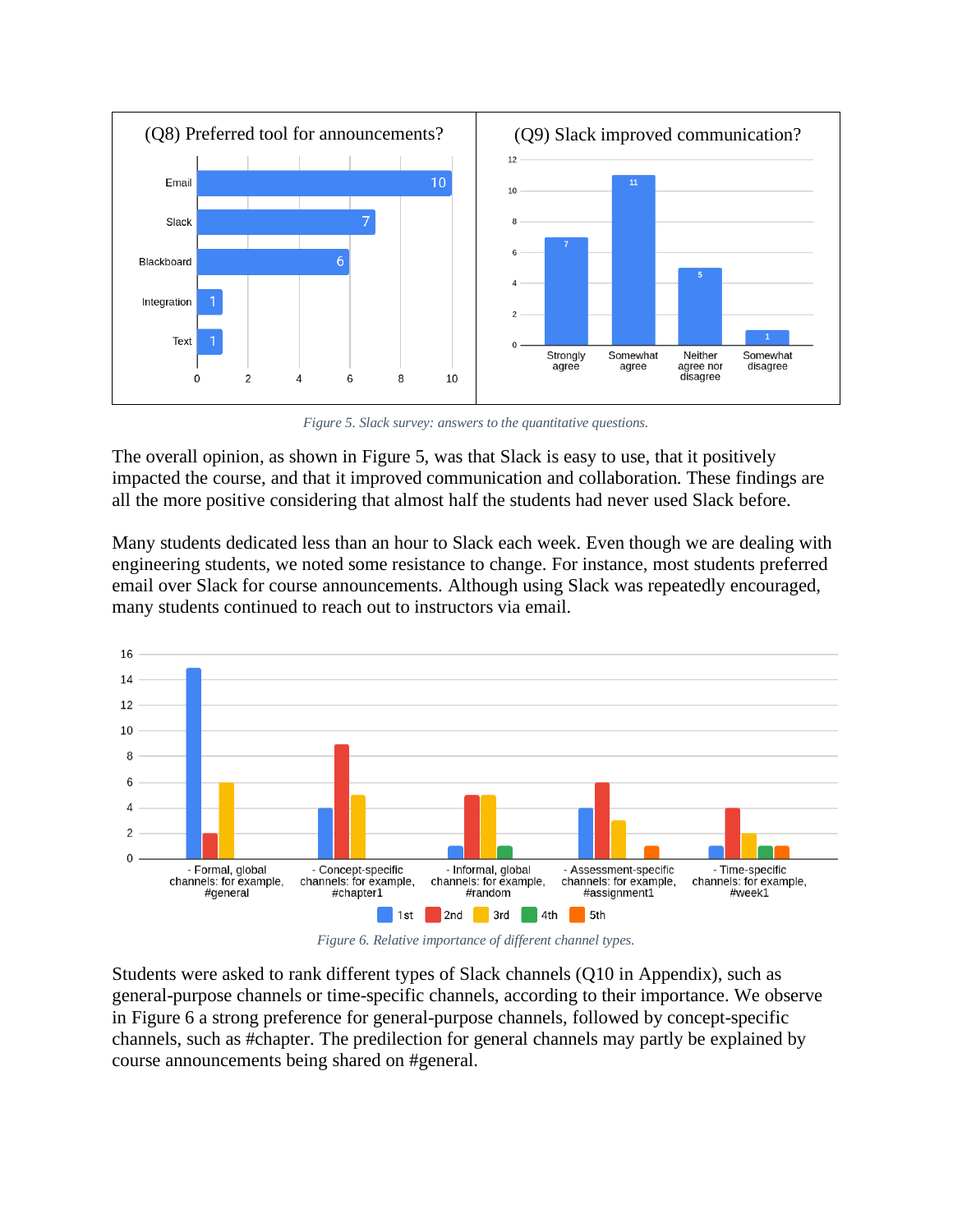Figure 5. Slack survey: answers to the quantitative questions.

The overall opinion, as shown in Figure 5, was that Slack is easy to use, that it positively impacted the course, and that it improved communication and collaboration. These findings are all the more positive considering that almost half the students had never used Slack before.

Many students dedicated less than an hour to Slack each week. Even though we are dealing with engineering students, we noted some resistance to change. For instance, most students preferred email over Slack for course announcements. Although using Slack was repeatedly encouraged, many students continued to reach out to instructors via email.

Figure 6. Relative importance of different channel types.

Students were asked to rank different types of Slack channels (Q10 in Appendix), such as general-purpose channels or time-specific channels, according to their importance. We observe in Figure 6 a strong preference for general-purpose channels, followed by concept-specific channels, such as #chapter. The predilection for general channels may partly be explained by course announcements being shared on #general.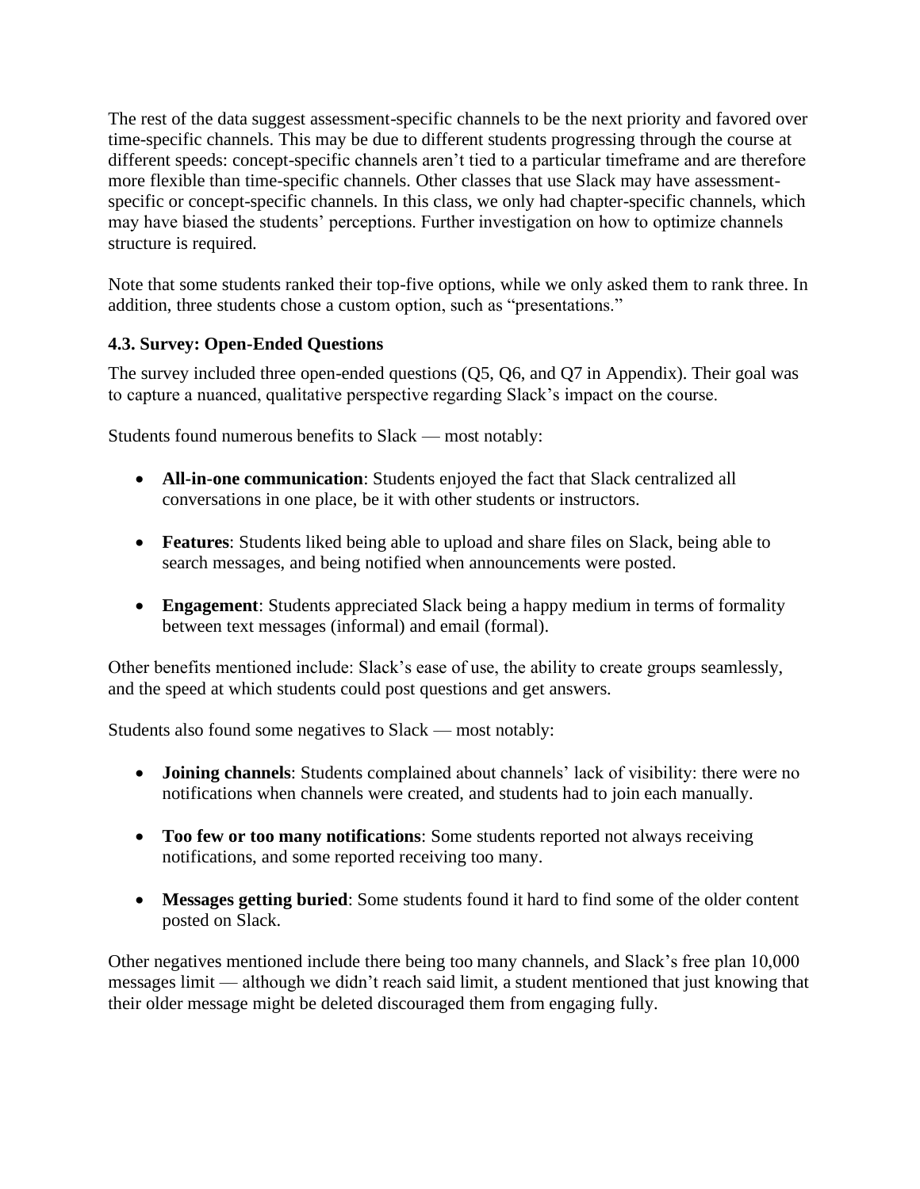The rest of the data suggest assessment-specific channels to be the next priority and favored over time-specific channels. This may be due to different students progressing through the course at different speeds: concept-specific channels aren't tied to a particular timeframe and are therefore more flexible than time-specific channels. Other classes that use Slack may have assessment-specific or concept-specific channels. In this class, we only had chapter-specific channels, which may have biased the students' perceptions. Further investigation on how to optimize channels structure is required.

Note that some students ranked their top-five options, while we only asked them to rank three. In addition, three students chose a custom option, such as "presentations."

### 4.3. Survey: Open-Ended Questions

The survey included three open-ended questions (Q5, Q6, and Q7 in Appendix). Their goal was to capture a nuanced, qualitative perspective regarding Slack's impact on the course.

Students found numerous benefits to Slack — most notably:

- **All-in-one communication**: Students enjoyed the fact that Slack centralized all conversations in one place, be it with other students or instructors.
- **Features**: Students liked being able to upload and share files on Slack, being able to search messages, and being notified when announcements were posted.
- **Engagement**: Students appreciated Slack being a happy medium in terms of formality between text messages (informal) and email (formal).

Other benefits mentioned include: Slack's ease of use, the ability to create groups seamlessly, and the speed at which students could post questions and get answers.

Students also found some negatives to Slack — most notably:

- **Joining channels**: Students complained about channels' lack of visibility: there were no notifications when channels were created, and students had to join each manually.
- **Too few or too many notifications**: Some students reported not always receiving notifications, and some reported receiving too many.
- **Messages getting buried**: Some students found it hard to find some of the older content posted on Slack.

Other negatives mentioned include there being too many channels, and Slack's free plan 10,000 messages limit — although we didn't reach said limit, a student mentioned that just knowing that their older message might be deleted discouraged them from engaging fully.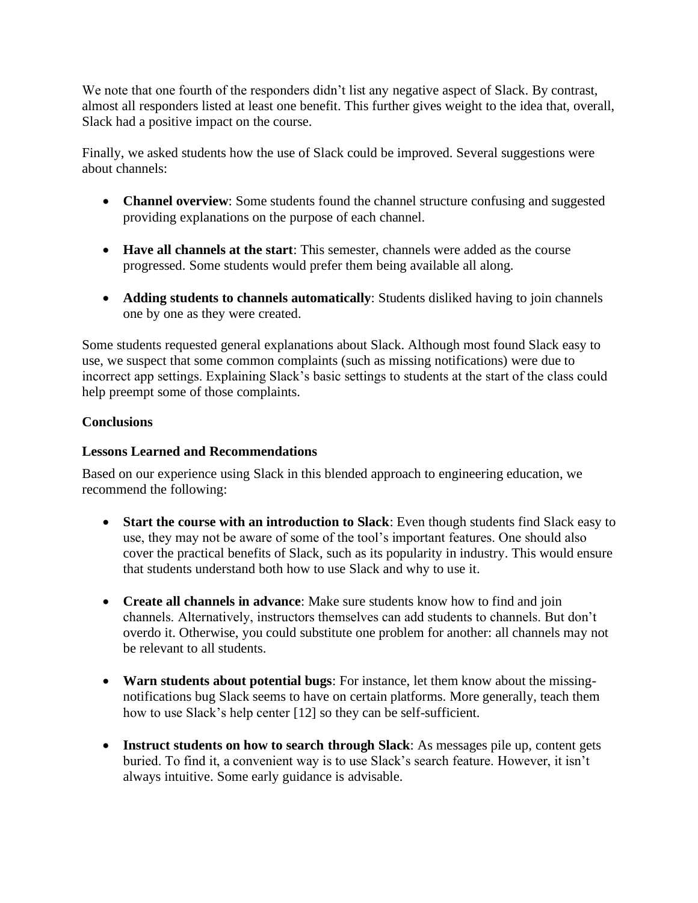We note that one fourth of the responders didn't list any negative aspect of Slack. By contrast, almost all responders listed at least one benefit. This further gives weight to the idea that, overall, Slack had a positive impact on the course.

Finally, we asked students how the use of Slack could be improved. Several suggestions were about channels:

- **Channel overview**: Some students found the channel structure confusing and suggested providing explanations on the purpose of each channel.
- **Have all channels at the start**: This semester, channels were added as the course progressed. Some students would prefer them being available all along.
- **Adding students to channels automatically**: Students disliked having to join channels one by one as they were created.

Some students requested general explanations about Slack. Although most found Slack easy to use, we suspect that some common complaints (such as missing notifications) were due to incorrect app settings. Explaining Slack's basic settings to students at the start of the class could help preempt some of those complaints.

## Conclusions

### Lessons Learned and Recommendations

Based on our experience using Slack in this blended approach to engineering education, we recommend the following:

- **Start the course with an introduction to Slack**: Even though students find Slack easy to use, they may not be aware of some of the tool's important features. One should also cover the practical benefits of Slack, such as its popularity in industry. This would ensure that students understand both how to use Slack and why to use it.
- **Create all channels in advance**: Make sure students know how to find and join channels. Alternatively, instructors themselves can add students to channels. But don't overdo it. Otherwise, you could substitute one problem for another: all channels may not be relevant to all students.
- **Warn students about potential bugs**: For instance, let them know about the missing-notifications bug Slack seems to have on certain platforms. More generally, teach them how to use Slack's help center [12] so they can be self-sufficient.
- **Instruct students on how to search through Slack**: As messages pile up, content gets buried. To find it, a convenient way is to use Slack's search feature. However, it isn't always intuitive. Some early guidance is advisable.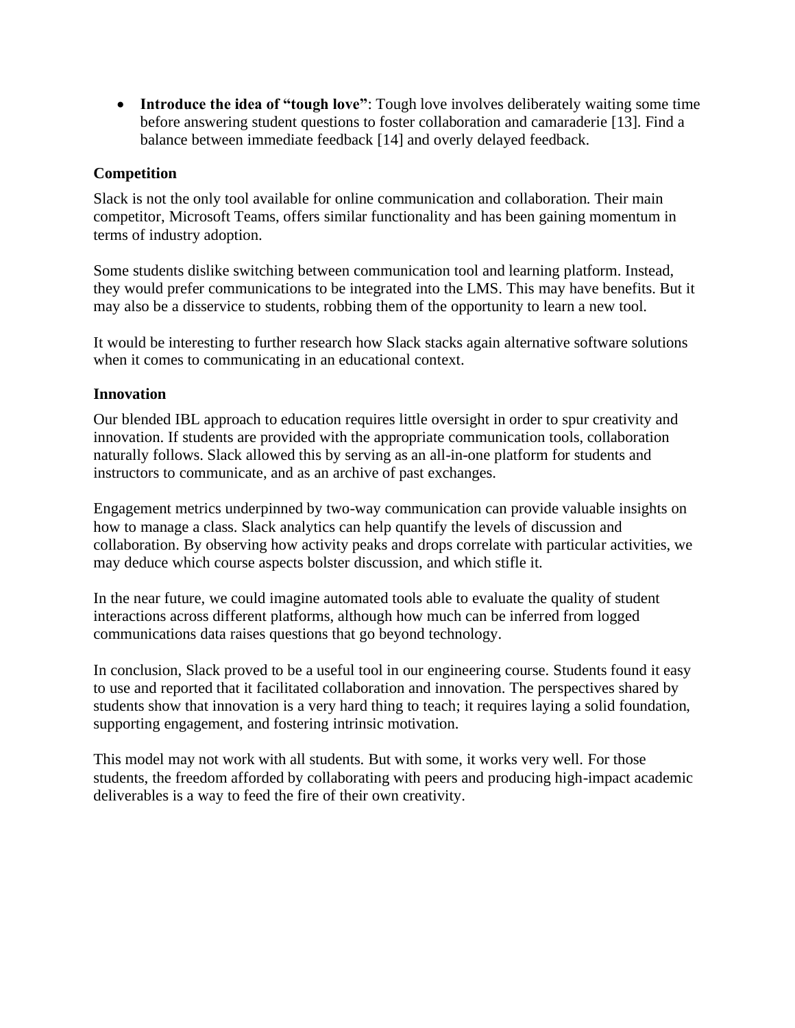- **Introduce the idea of "tough love"**: Tough love involves deliberately waiting some time before answering student questions to foster collaboration and camaraderie [13]. Find a balance between immediate feedback [14] and overly delayed feedback.

### Competition

Slack is not the only tool available for online communication and collaboration. Their main competitor, Microsoft Teams, offers similar functionality and has been gaining momentum in terms of industry adoption.

Some students dislike switching between communication tool and learning platform. Instead, they would prefer communications to be integrated into the LMS. This may have benefits. But it may also be a disservice to students, robbing them of the opportunity to learn a new tool.

It would be interesting to further research how Slack stacks again alternative software solutions when it comes to communicating in an educational context.

### Innovation

Our blended IBL approach to education requires little oversight in order to spur creativity and innovation. If students are provided with the appropriate communication tools, collaboration naturally follows. Slack allowed this by serving as an all-in-one platform for students and instructors to communicate, and as an archive of past exchanges.

Engagement metrics underpinned by two-way communication can provide valuable insights on how to manage a class. Slack analytics can help quantify the levels of discussion and collaboration. By observing how activity peaks and drops correlate with particular activities, we may deduce which course aspects bolster discussion, and which stifle it.

In the near future, we could imagine automated tools able to evaluate the quality of student interactions across different platforms, although how much can be inferred from logged communications data raises questions that go beyond technology.

In conclusion, Slack proved to be a useful tool in our engineering course. Students found it easy to use and reported that it facilitated collaboration and innovation. The perspectives shared by students show that innovation is a very hard thing to teach; it requires laying a solid foundation, supporting engagement, and fostering intrinsic motivation.

This model may not work with all students. But with some, it works very well. For those students, the freedom afforded by collaborating with peers and producing high-impact academic deliverables is a way to feed the fire of their own creativity.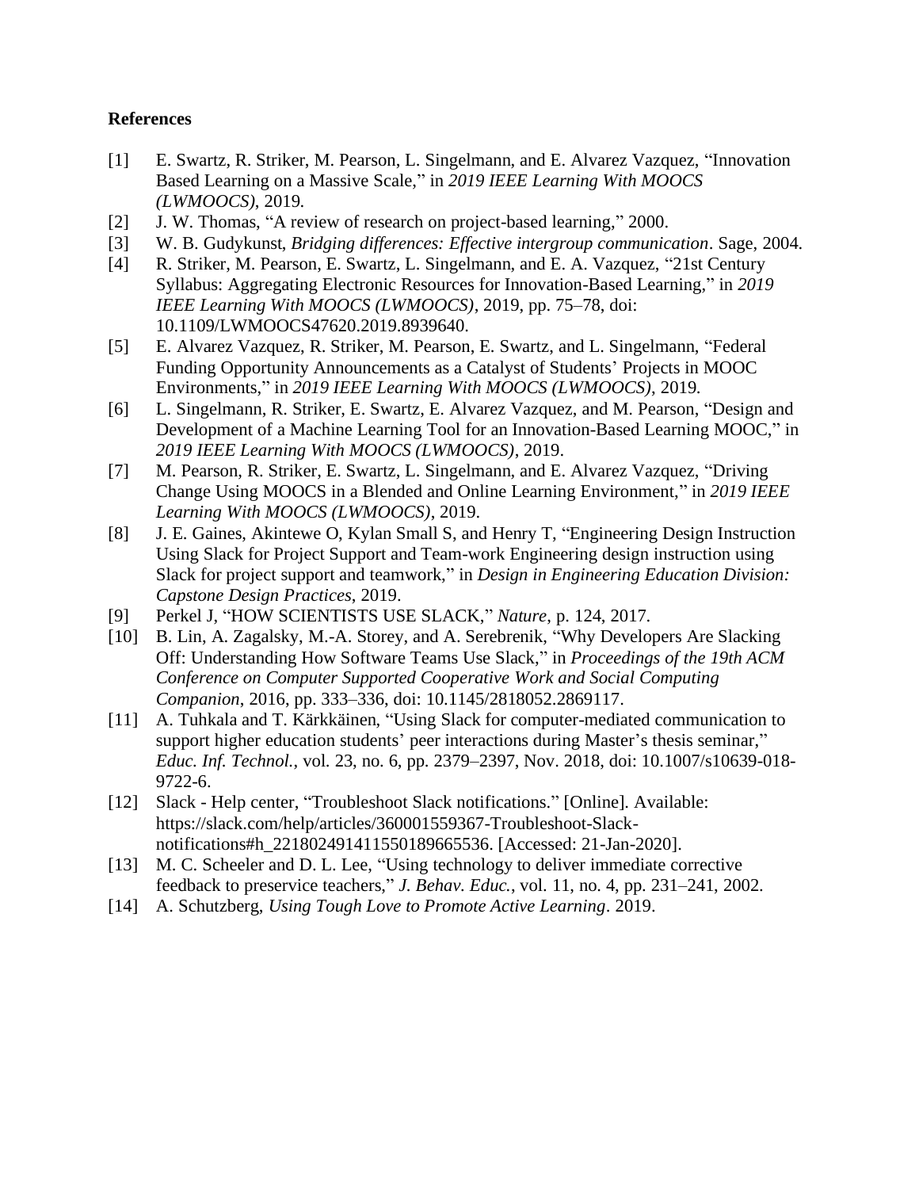**References**

[1] E. Swartz, R. Striker, M. Pearson, L. Singelmann, and E. Alvarez Vazquez, "Innovation Based Learning on a Massive Scale," in *2019 IEEE Learning With MOOCS (LWMOOCS)*, 2019.

[2] J. W. Thomas, "A review of research on project-based learning," 2000.

[3] W. B. Gudykunst, *Bridging differences: Effective intergroup communication*. Sage, 2004.

[4] R. Striker, M. Pearson, E. Swartz, L. Singelmann, and E. A. Vazquez, "21st Century Syllabus: Aggregating Electronic Resources for Innovation-Based Learning," in *2019 IEEE Learning With MOOCS (LWMOOCS)*, 2019, pp. 75–78, doi: 10.1109/LWMOOCS47620.2019.8939640.

[5] E. Alvarez Vazquez, R. Striker, M. Pearson, E. Swartz, and L. Singelmann, "Federal Funding Opportunity Announcements as a Catalyst of Students' Projects in MOOC Environments," in *2019 IEEE Learning With MOOCS (LWMOOCS)*, 2019.

[6] L. Singelmann, R. Striker, E. Swartz, E. Alvarez Vazquez, and M. Pearson, "Design and Development of a Machine Learning Tool for an Innovation-Based Learning MOOC," in *2019 IEEE Learning With MOOCS (LWMOOCS)*, 2019.

[7] M. Pearson, R. Striker, E. Swartz, L. Singelmann, and E. Alvarez Vazquez, "Driving Change Using MOOCS in a Blended and Online Learning Environment," in *2019 IEEE Learning With MOOCS (LWMOOCS)*, 2019.

[8] J. E. Gaines, Akintewe O, Kylan Small S, and Henry T, "Engineering Design Instruction Using Slack for Project Support and Team-work Engineering design instruction using Slack for project support and teamwork," in *Design in Engineering Education Division: Capstone Design Practices*, 2019.

[9] Perkel J, "HOW SCIENTISTS USE SLACK," *Nature*, p. 124, 2017.

[10] B. Lin, A. Zagalsky, M.-A. Storey, and A. Serebrenik, "Why Developers Are Slacking Off: Understanding How Software Teams Use Slack," in *Proceedings of the 19th ACM Conference on Computer Supported Cooperative Work and Social Computing Companion*, 2016, pp. 333–336, doi: 10.1145/2818052.2869117.

[11] A. Tuhkala and T. Kärkkäinen, "Using Slack for computer-mediated communication to support higher education students' peer interactions during Master's thesis seminar," *Educ. Inf. Technol.*, vol. 23, no. 6, pp. 2379–2397, Nov. 2018, doi: 10.1007/s10639-018-9722-6.

[12] Slack - Help center, "Troubleshoot Slack notifications." [Online]. Available: https://slack.com/help/articles/360001559367-Troubleshoot-Slack-notifications#h_221802491411550189665536. [Accessed: 21-Jan-2020].

[13] M. C. Scheeler and D. L. Lee, "Using technology to deliver immediate corrective feedback to preservice teachers," *J. Behav. Educ.*, vol. 11, no. 4, pp. 231–241, 2002.

[14] A. Schutzberg, *Using Tough Love to Promote Active Learning*. 2019.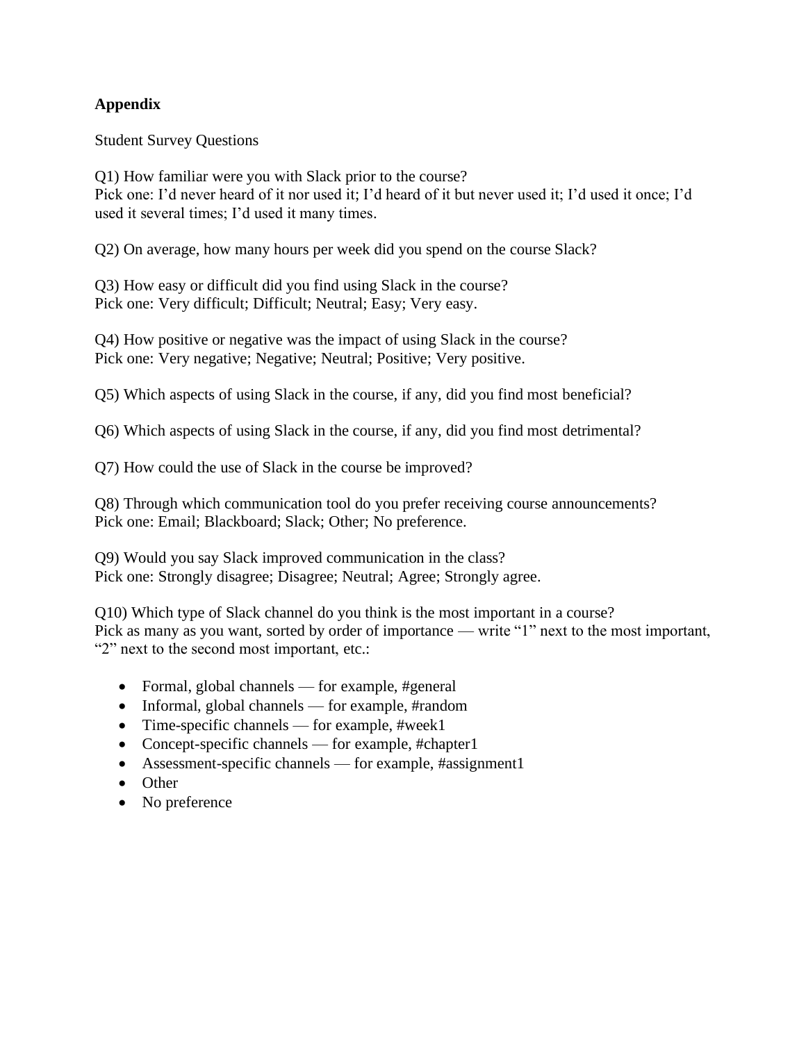**Appendix**

Student Survey Questions

Q1) How familiar were you with Slack prior to the course?
Pick one: I'd never heard of it nor used it; I'd heard of it but never used it; I'd used it once; I'd used it several times; I'd used it many times.

Q2) On average, how many hours per week did you spend on the course Slack?

Q3) How easy or difficult did you find using Slack in the course?
Pick one: Very difficult; Difficult; Neutral; Easy; Very easy.

Q4) How positive or negative was the impact of using Slack in the course?
Pick one: Very negative; Negative; Neutral; Positive; Very positive.

Q5) Which aspects of using Slack in the course, if any, did you find most beneficial?

Q6) Which aspects of using Slack in the course, if any, did you find most detrimental?

Q7) How could the use of Slack in the course be improved?

Q8) Through which communication tool do you prefer receiving course announcements?
Pick one: Email; Blackboard; Slack; Other; No preference.

Q9) Would you say Slack improved communication in the class?
Pick one: Strongly disagree; Disagree; Neutral; Agree; Strongly agree.

Q10) Which type of Slack channel do you think is the most important in a course?
Pick as many as you want, sorted by order of importance — write "1" next to the most important, "2" next to the second most important, etc.:

- Formal, global channels — for example, #general
- Informal, global channels — for example, #random
- Time-specific channels — for example, #week1
- Concept-specific channels — for example, #chapter1
- Assessment-specific channels — for example, #assignment1
- Other
- No preference